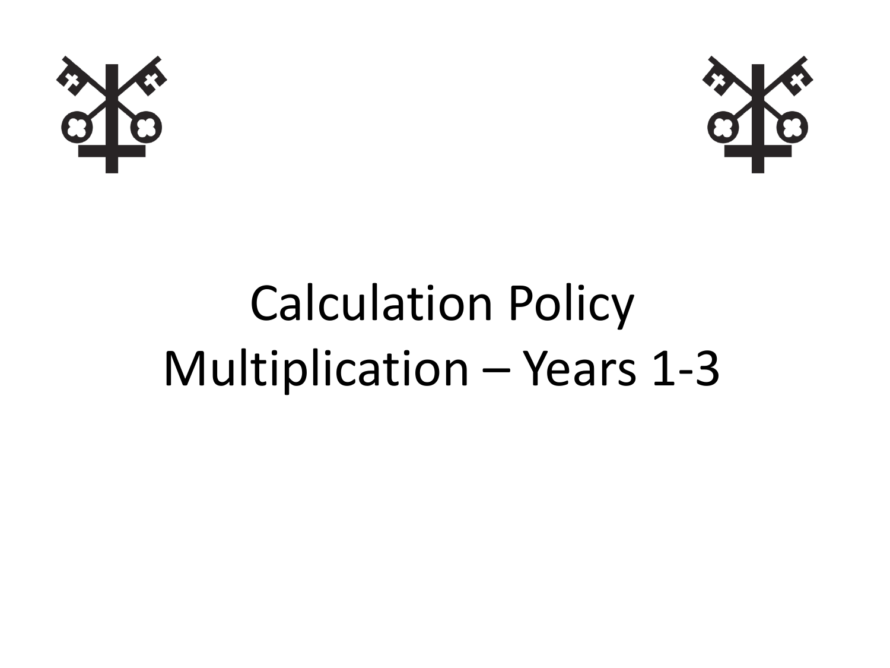# Calculation Policy
# Multiplication – Years 1-3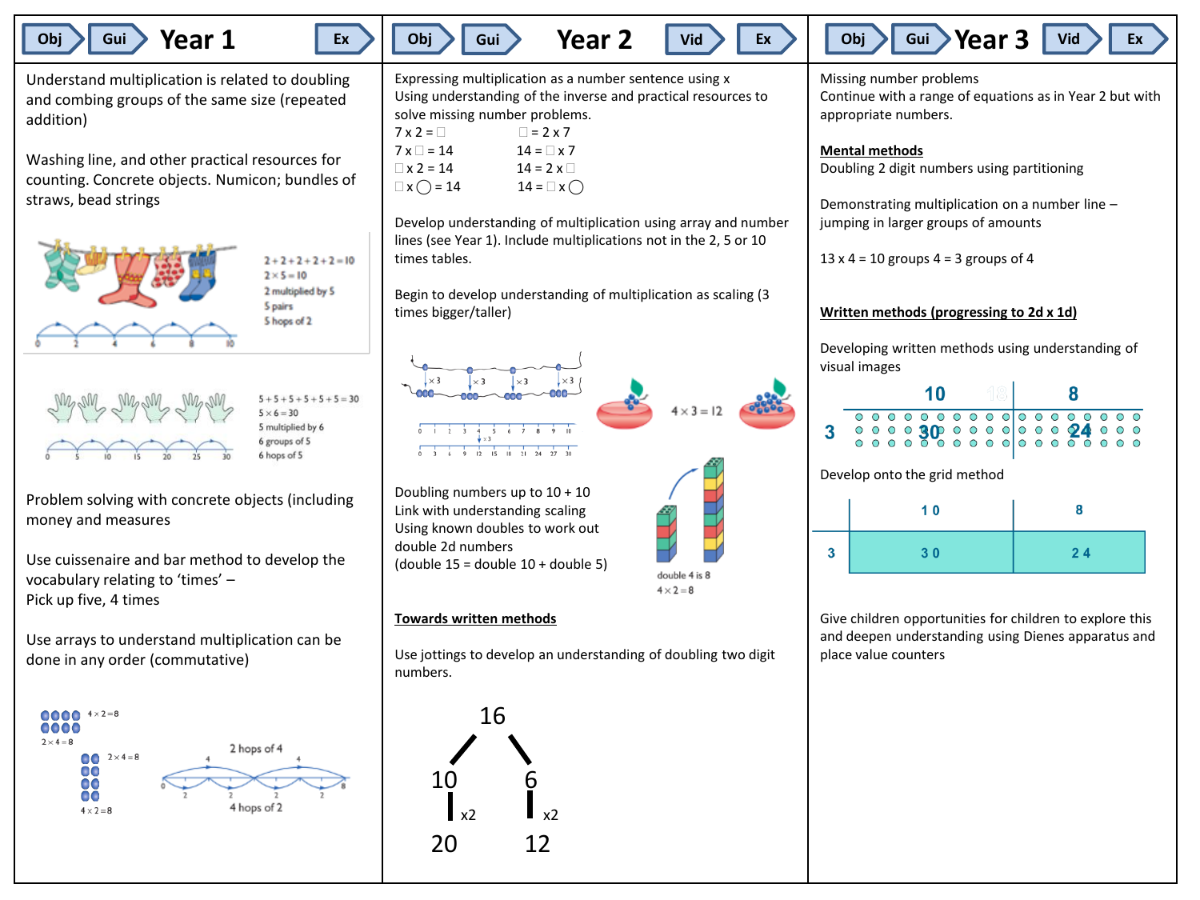## Obj Gui Year 1 Ex

Understand multiplication is related to doubling and combing groups of the same size (repeated addition)

Washing line, and other practical resources for counting. Concrete objects. Numicon; bundles of straws, bead strings

2 + 2 + 2 + 2 + 2 = 10
2 × 5 = 10
2 multiplied by 5
5 pairs
5 hops of 2

0 2 4 6 8 10

5 + 5 + 5 + 5 + 5 + 5 = 30
5 × 6 = 30
5 multiplied by 6
6 groups of 5
6 hops of 5

0 5 10 15 20 25 30

Problem solving with concrete objects (including money and measures

Use cuissenaire and bar method to develop the vocabulary relating to 'times' – Pick up five, 4 times

Use arrays to understand multiplication can be done in any order (commutative)

4 × 2 = 8
2 × 4 = 8
2 × 4 = 8
4 × 2 = 8

2 hops of 4
4 hops of 2

## Obj Gui Year 2 Vid Ex

Expressing multiplication as a number sentence using x
Using understanding of the inverse and practical resources to solve missing number problems.

| | |
|---|---|
| 7 x 2 = ☐ | ☐ = 2 x 7 |
| 7 x ☐ = 14 | 14 = ☐ x 7 |
| ☐ x 2 = 14 | 14 = 2 x ☐ |
| ☐ x ◯ = 14 | 14 = ☐ x ◯ |

Develop understanding of multiplication using array and number lines (see Year 1). Include multiplications not in the 2, 5 or 10 times tables.

Begin to develop understanding of multiplication as scaling (3 times bigger/taller)

4 × 3 = 12

Doubling numbers up to 10 + 10
Link with understanding scaling
Using known doubles to work out double 2d numbers
(double 15 = double 10 + double 5)

double 4 is 8
4 × 2 = 8

**Towards written methods**

Use jottings to develop an understanding of doubling two digit numbers.

16
10 6
x2 x2
20 12

## Obj Gui Year 3 Vid Ex

Missing number problems
Continue with a range of equations as in Year 2 but with appropriate numbers.

**Mental methods**
Doubling 2 digit numbers using partitioning

Demonstrating multiplication on a number line – jumping in larger groups of amounts

13 x 4 = 10 groups 4 = 3 groups of 4

**Written methods (progressing to 2d x 1d)**

Developing written methods using understanding of visual images

10 8
3 30 24

Develop onto the grid method

| | 10 | 8 |
|---|---|---|
| 3 | 30 | 24 |

Give children opportunities for children to explore this and deepen understanding using Dienes apparatus and place value counters